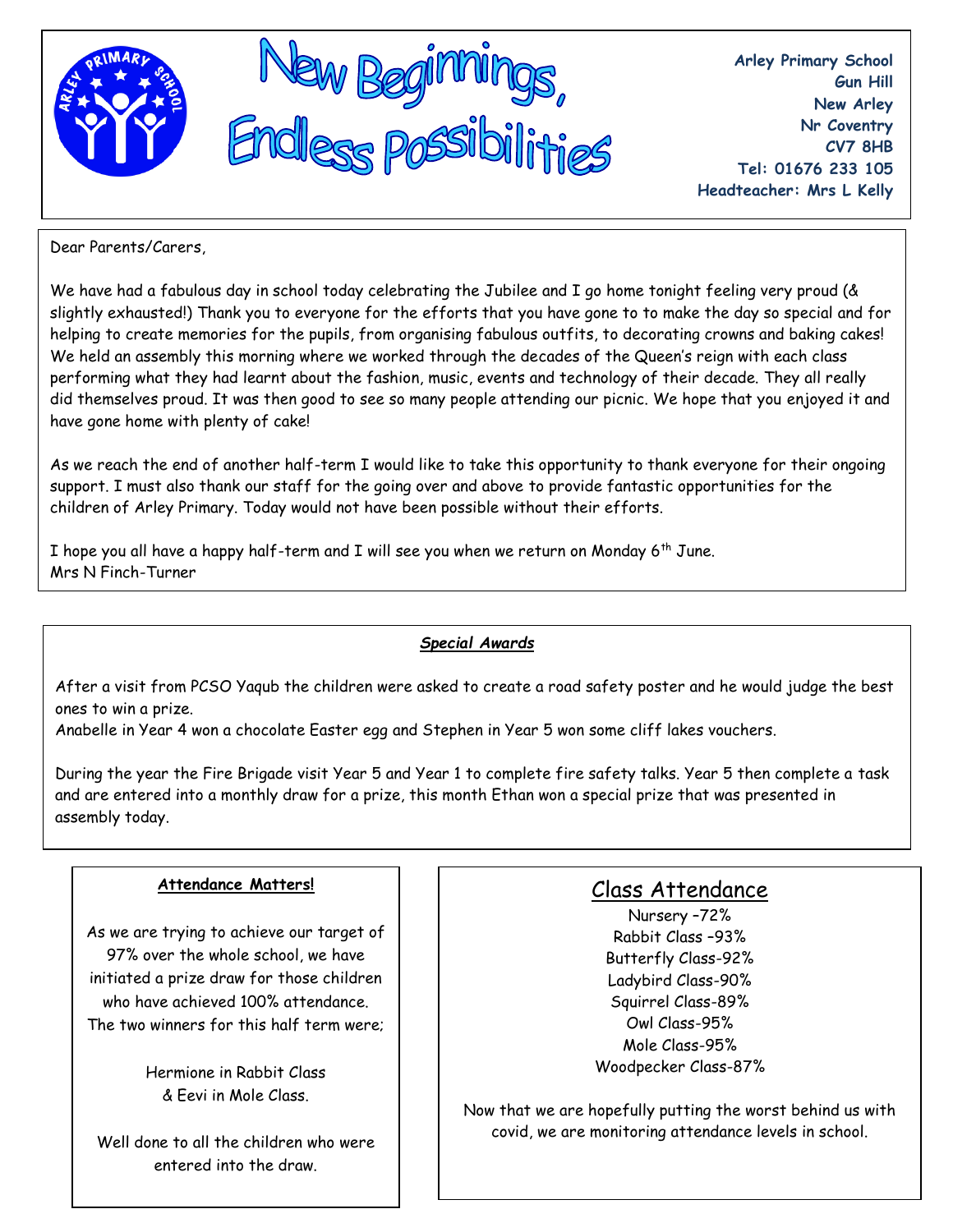# New Beginnings, Endless Possibilities

**Arley Primary School**
**Gun Hill**
**New Arley**
**Nr Coventry**
**CV7 8HB**
**Tel: 01676 233 105**
**Headteacher: Mrs L Kelly**

Dear Parents/Carers,

We have had a fabulous day in school today celebrating the Jubilee and I go home tonight feeling very proud (& slightly exhausted!) Thank you to everyone for the efforts that you have gone to to make the day so special and for helping to create memories for the pupils, from organising fabulous outfits, to decorating crowns and baking cakes! We held an assembly this morning where we worked through the decades of the Queen's reign with each class performing what they had learnt about the fashion, music, events and technology of their decade. They all really did themselves proud. It was then good to see so many people attending our picnic. We hope that you enjoyed it and have gone home with plenty of cake!

As we reach the end of another half-term I would like to take this opportunity to thank everyone for their ongoing support. I must also thank our staff for the going over and above to provide fantastic opportunities for the children of Arley Primary. Today would not have been possible without their efforts.

I hope you all have a happy half-term and I will see you when we return on Monday 6th June.
Mrs N Finch-Turner

## ***Special Awards***

After a visit from PCSO Yaqub the children were asked to create a road safety poster and he would judge the best ones to win a prize.
Anabelle in Year 4 won a chocolate Easter egg and Stephen in Year 5 won some cliff lakes vouchers.

During the year the Fire Brigade visit Year 5 and Year 1 to complete fire safety talks. Year 5 then complete a task and are entered into a monthly draw for a prize, this month Ethan won a special prize that was presented in assembly today.

### **Attendance Matters!**

As we are trying to achieve our target of 97% over the whole school, we have initiated a prize draw for those children who have achieved 100% attendance. The two winners for this half term were;

Hermione in Rabbit Class
& Eevi in Mole Class.

Well done to all the children who were entered into the draw.

## Class Attendance

Nursery –72%
Rabbit Class –93%
Butterfly Class-92%
Ladybird Class-90%
Squirrel Class-89%
Owl Class-95%
Mole Class-95%
Woodpecker Class-87%

Now that we are hopefully putting the worst behind us with covid, we are monitoring attendance levels in school.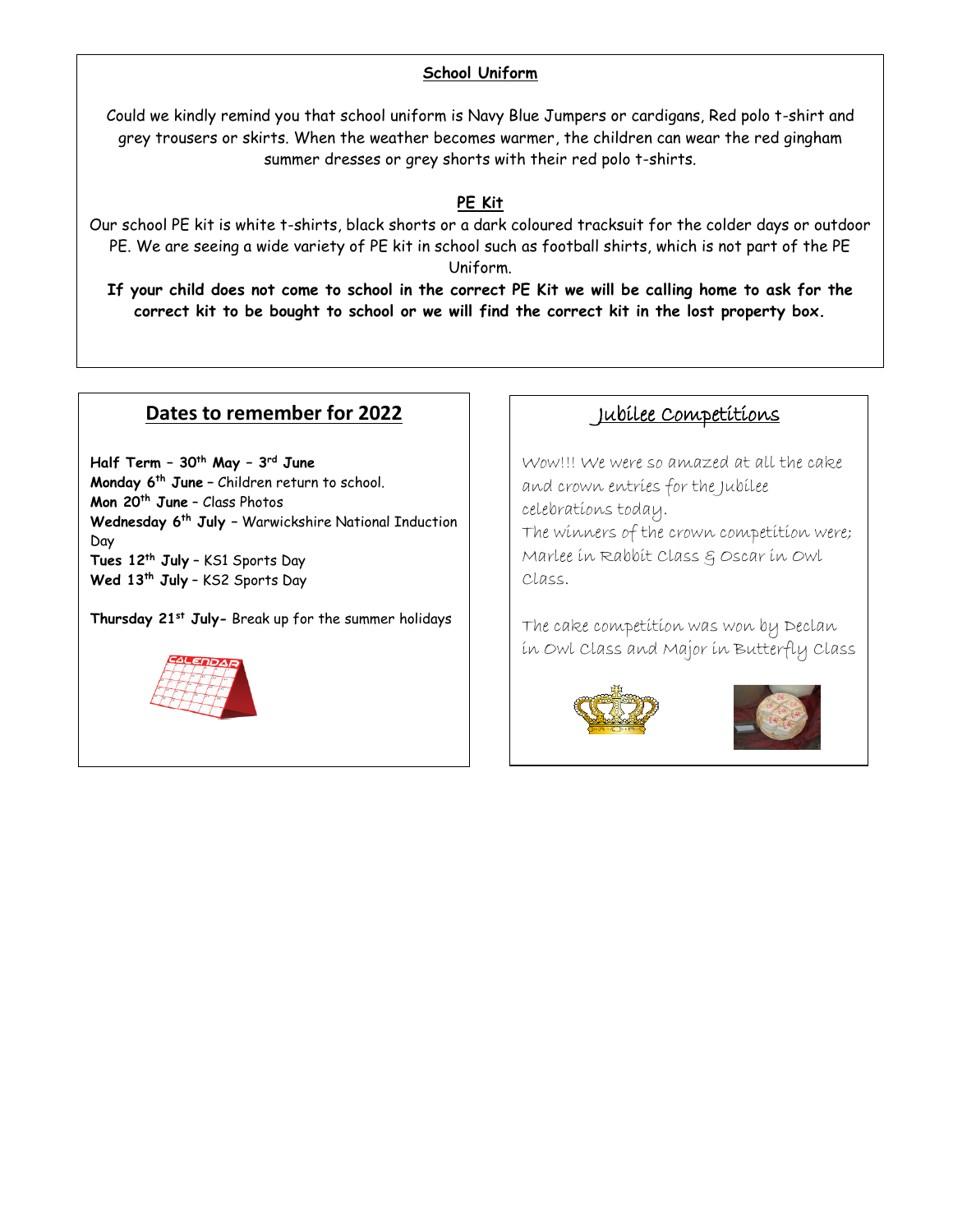## School Uniform

Could we kindly remind you that school uniform is Navy Blue Jumpers or cardigans, Red polo t-shirt and grey trousers or skirts. When the weather becomes warmer, the children can wear the red gingham summer dresses or grey shorts with their red polo t-shirts.

## PE Kit

Our school PE kit is white t-shirts, black shorts or a dark coloured tracksuit for the colder days or outdoor PE. We are seeing a wide variety of PE kit in school such as football shirts, which is not part of the PE Uniform.

**If your child does not come to school in the correct PE Kit we will be calling home to ask for the correct kit to be bought to school or we will find the correct kit in the lost property box.**

## Dates to remember for 2022

**Half Term – 30th May – 3rd June**
**Monday 6th June** – Children return to school.
**Mon 20th June** – Class Photos
**Wednesday 6th July** – Warwickshire National Induction Day
**Tues 12th July** – KS1 Sports Day
**Wed 13th July** – KS2 Sports Day

**Thursday 21st July-** Break up for the summer holidays

## Jubilee Competitions

Wow!!! We were so amazed at all the cake and crown entries for the Jubilee celebrations today.
The winners of the crown competition were; Marlee in Rabbit Class & Oscar in Owl Class.

The cake competition was won by Declan in Owl Class and Major in Butterfly Class